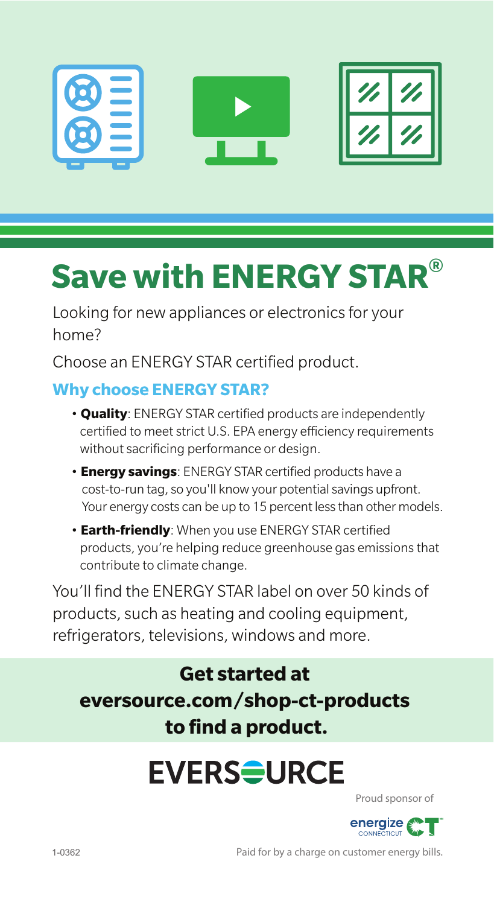# Save with ENERGY STAR®

Looking for new appliances or electronics for your home?

Choose an ENERGY STAR certified product.

## Why choose ENERGY STAR?

- **Quality**: ENERGY STAR certified products are independently certified to meet strict U.S. EPA energy efficiency requirements without sacrificing performance or design.
- **Energy savings**: ENERGY STAR certified products have a cost-to-run tag, so you'll know your potential savings upfront. Your energy costs can be up to 15 percent less than other models.
- **Earth-friendly**: When you use ENERGY STAR certified products, you're helping reduce greenhouse gas emissions that contribute to climate change.

You'll find the ENERGY STAR label on over 50 kinds of products, such as heating and cooling equipment, refrigerators, televisions, windows and more.

**Get started at eversource.com/shop-ct-products to find a product.**

EVERSOURCE

Proud sponsor of energize CONNECTICUT

1-0362

Paid for by a charge on customer energy bills.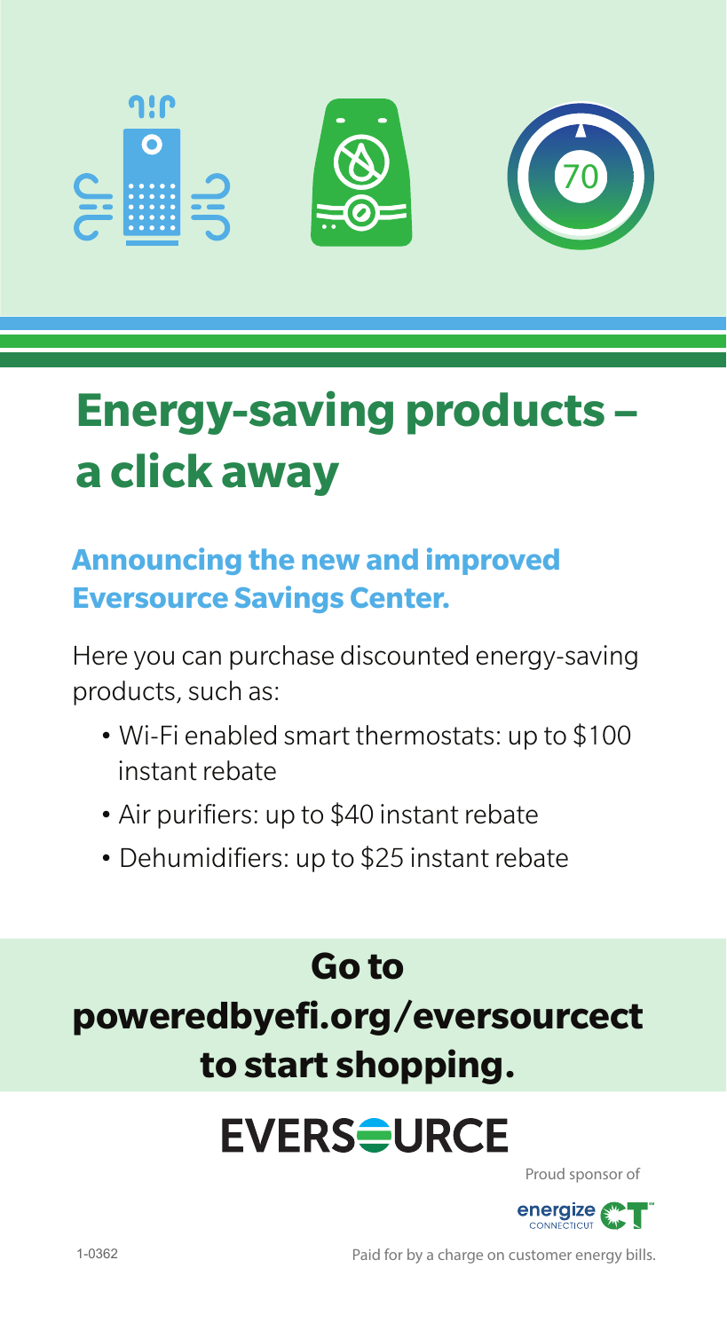# Energy-saving products – a click away

## Announcing the new and improved Eversource Savings Center.

Here you can purchase discounted energy-saving products, such as:

- Wi-Fi enabled smart thermostats: up to $100 instant rebate
- Air purifiers: up to $40 instant rebate
- Dehumidifiers: up to $25 instant rebate

**Go to poweredbyefi.org/eversourcect to start shopping.**

EVERSOURCE

Proud sponsor of

energize CONNECTICUT

1-0362

Paid for by a charge on customer energy bills.